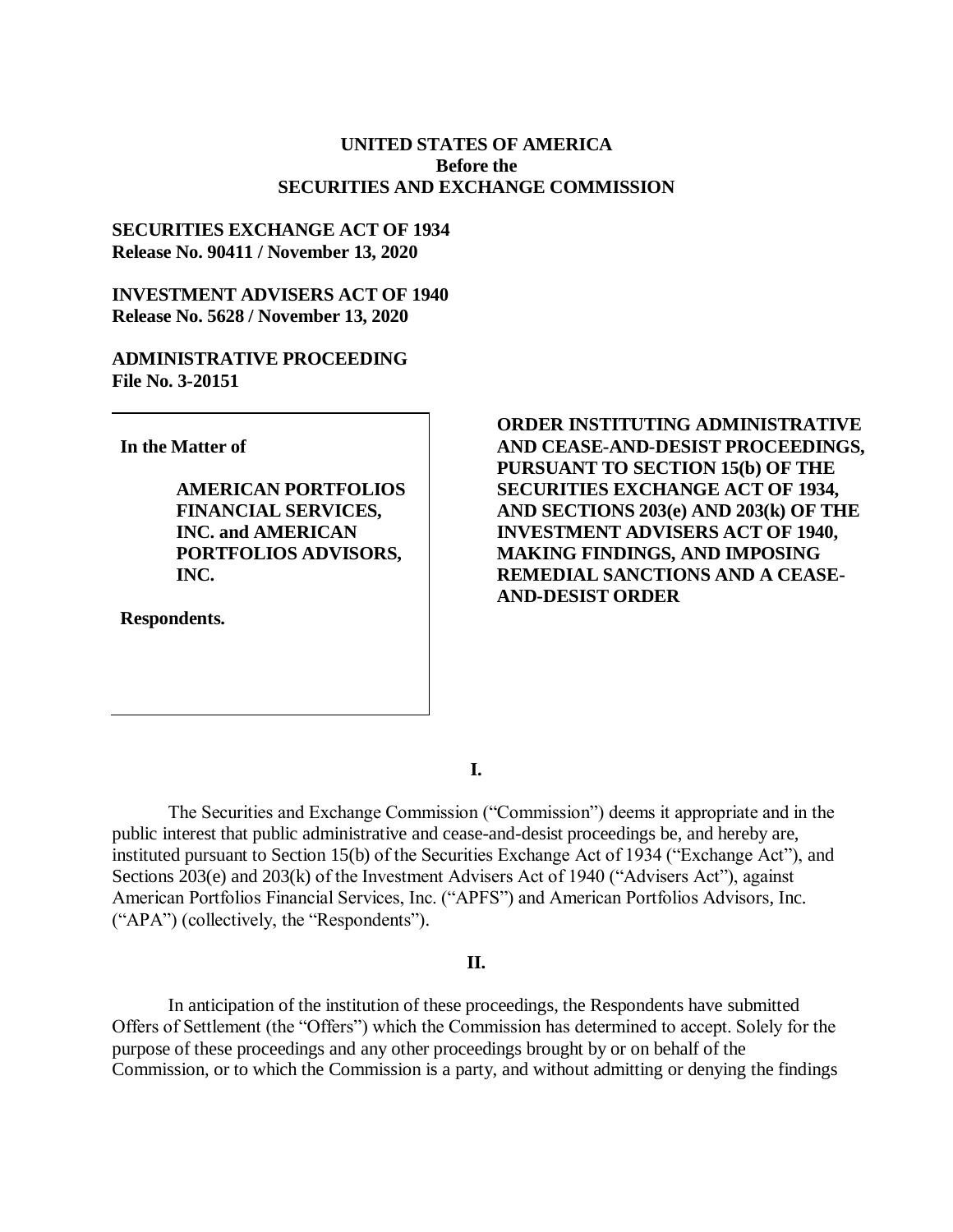**UNITED STATES OF AMERICA**
**Before the**
**SECURITIES AND EXCHANGE COMMISSION**

**SECURITIES EXCHANGE ACT OF 1934**
**Release No. 90411 / November 13, 2020**

**INVESTMENT ADVISERS ACT OF 1940**
**Release No. 5628 / November 13, 2020**

**ADMINISTRATIVE PROCEEDING**
**File No. 3-20151**

**In the Matter of**

**AMERICAN PORTFOLIOS FINANCIAL SERVICES, INC. and AMERICAN PORTFOLIOS ADVISORS, INC.**

**Respondents.**

**ORDER INSTITUTING ADMINISTRATIVE AND CEASE-AND-DESIST PROCEEDINGS, PURSUANT TO SECTION 15(b) OF THE SECURITIES EXCHANGE ACT OF 1934, AND SECTIONS 203(e) AND 203(k) OF THE INVESTMENT ADVISERS ACT OF 1940, MAKING FINDINGS, AND IMPOSING REMEDIAL SANCTIONS AND A CEASE-AND-DESIST ORDER**

**I.**

The Securities and Exchange Commission ("Commission") deems it appropriate and in the public interest that public administrative and cease-and-desist proceedings be, and hereby are, instituted pursuant to Section 15(b) of the Securities Exchange Act of 1934 ("Exchange Act"), and Sections 203(e) and 203(k) of the Investment Advisers Act of 1940 ("Advisers Act"), against American Portfolios Financial Services, Inc. ("APFS") and American Portfolios Advisors, Inc. ("APA") (collectively, the "Respondents").

**II.**

In anticipation of the institution of these proceedings, the Respondents have submitted Offers of Settlement (the "Offers") which the Commission has determined to accept. Solely for the purpose of these proceedings and any other proceedings brought by or on behalf of the Commission, or to which the Commission is a party, and without admitting or denying the findings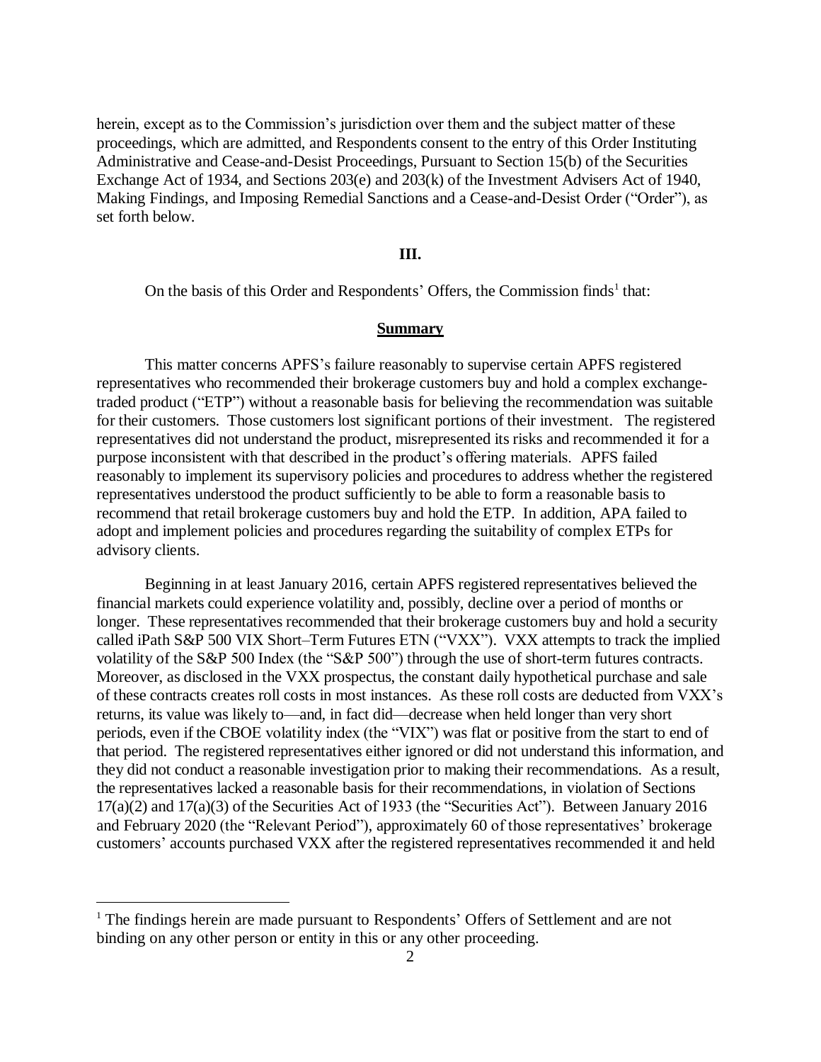herein, except as to the Commission's jurisdiction over them and the subject matter of these proceedings, which are admitted, and Respondents consent to the entry of this Order Instituting Administrative and Cease-and-Desist Proceedings, Pursuant to Section 15(b) of the Securities Exchange Act of 1934, and Sections 203(e) and 203(k) of the Investment Advisers Act of 1940, Making Findings, and Imposing Remedial Sanctions and a Cease-and-Desist Order ("Order"), as set forth below.

**III.**

On the basis of this Order and Respondents' Offers, the Commission finds[1] that:

**Summary**

This matter concerns APFS's failure reasonably to supervise certain APFS registered representatives who recommended their brokerage customers buy and hold a complex exchange-traded product ("ETP") without a reasonable basis for believing the recommendation was suitable for their customers. Those customers lost significant portions of their investment. The registered representatives did not understand the product, misrepresented its risks and recommended it for a purpose inconsistent with that described in the product's offering materials. APFS failed reasonably to implement its supervisory policies and procedures to address whether the registered representatives understood the product sufficiently to be able to form a reasonable basis to recommend that retail brokerage customers buy and hold the ETP. In addition, APA failed to adopt and implement policies and procedures regarding the suitability of complex ETPs for advisory clients.

Beginning in at least January 2016, certain APFS registered representatives believed the financial markets could experience volatility and, possibly, decline over a period of months or longer. These representatives recommended that their brokerage customers buy and hold a security called iPath S&P 500 VIX Short–Term Futures ETN ("VXX"). VXX attempts to track the implied volatility of the S&P 500 Index (the "S&P 500") through the use of short-term futures contracts. Moreover, as disclosed in the VXX prospectus, the constant daily hypothetical purchase and sale of these contracts creates roll costs in most instances. As these roll costs are deducted from VXX's returns, its value was likely to—and, in fact did—decrease when held longer than very short periods, even if the CBOE volatility index (the "VIX") was flat or positive from the start to end of that period. The registered representatives either ignored or did not understand this information, and they did not conduct a reasonable investigation prior to making their recommendations. As a result, the representatives lacked a reasonable basis for their recommendations, in violation of Sections 17(a)(2) and 17(a)(3) of the Securities Act of 1933 (the "Securities Act"). Between January 2016 and February 2020 (the "Relevant Period"), approximately 60 of those representatives' brokerage customers' accounts purchased VXX after the registered representatives recommended it and held

[1] The findings herein are made pursuant to Respondents' Offers of Settlement and are not binding on any other person or entity in this or any other proceeding.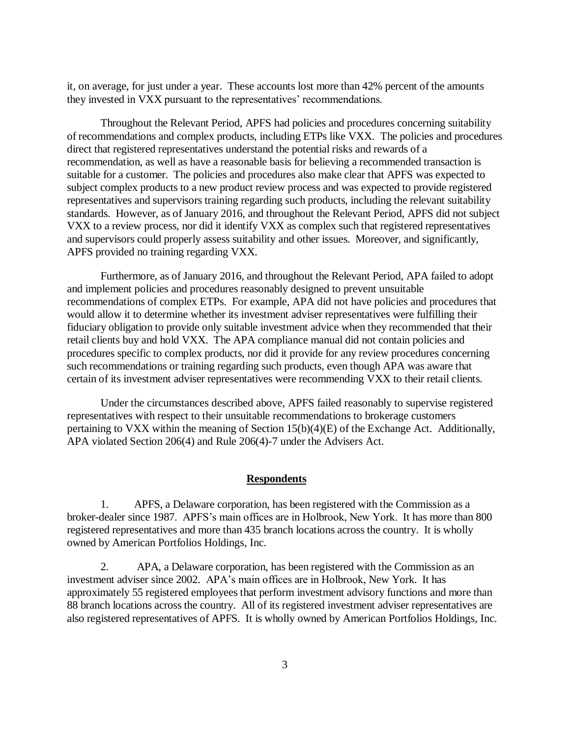it, on average, for just under a year. These accounts lost more than 42% percent of the amounts they invested in VXX pursuant to the representatives' recommendations.

Throughout the Relevant Period, APFS had policies and procedures concerning suitability of recommendations and complex products, including ETPs like VXX. The policies and procedures direct that registered representatives understand the potential risks and rewards of a recommendation, as well as have a reasonable basis for believing a recommended transaction is suitable for a customer. The policies and procedures also make clear that APFS was expected to subject complex products to a new product review process and was expected to provide registered representatives and supervisors training regarding such products, including the relevant suitability standards. However, as of January 2016, and throughout the Relevant Period, APFS did not subject VXX to a review process, nor did it identify VXX as complex such that registered representatives and supervisors could properly assess suitability and other issues. Moreover, and significantly, APFS provided no training regarding VXX.

Furthermore, as of January 2016, and throughout the Relevant Period, APA failed to adopt and implement policies and procedures reasonably designed to prevent unsuitable recommendations of complex ETPs. For example, APA did not have policies and procedures that would allow it to determine whether its investment adviser representatives were fulfilling their fiduciary obligation to provide only suitable investment advice when they recommended that their retail clients buy and hold VXX. The APA compliance manual did not contain policies and procedures specific to complex products, nor did it provide for any review procedures concerning such recommendations or training regarding such products, even though APA was aware that certain of its investment adviser representatives were recommending VXX to their retail clients.

Under the circumstances described above, APFS failed reasonably to supervise registered representatives with respect to their unsuitable recommendations to brokerage customers pertaining to VXX within the meaning of Section 15(b)(4)(E) of the Exchange Act. Additionally, APA violated Section 206(4) and Rule 206(4)-7 under the Advisers Act.

## Respondents

1. APFS, a Delaware corporation, has been registered with the Commission as a broker-dealer since 1987. APFS's main offices are in Holbrook, New York. It has more than 800 registered representatives and more than 435 branch locations across the country. It is wholly owned by American Portfolios Holdings, Inc.

2. APA, a Delaware corporation, has been registered with the Commission as an investment adviser since 2002. APA's main offices are in Holbrook, New York. It has approximately 55 registered employees that perform investment advisory functions and more than 88 branch locations across the country. All of its registered investment adviser representatives are also registered representatives of APFS. It is wholly owned by American Portfolios Holdings, Inc.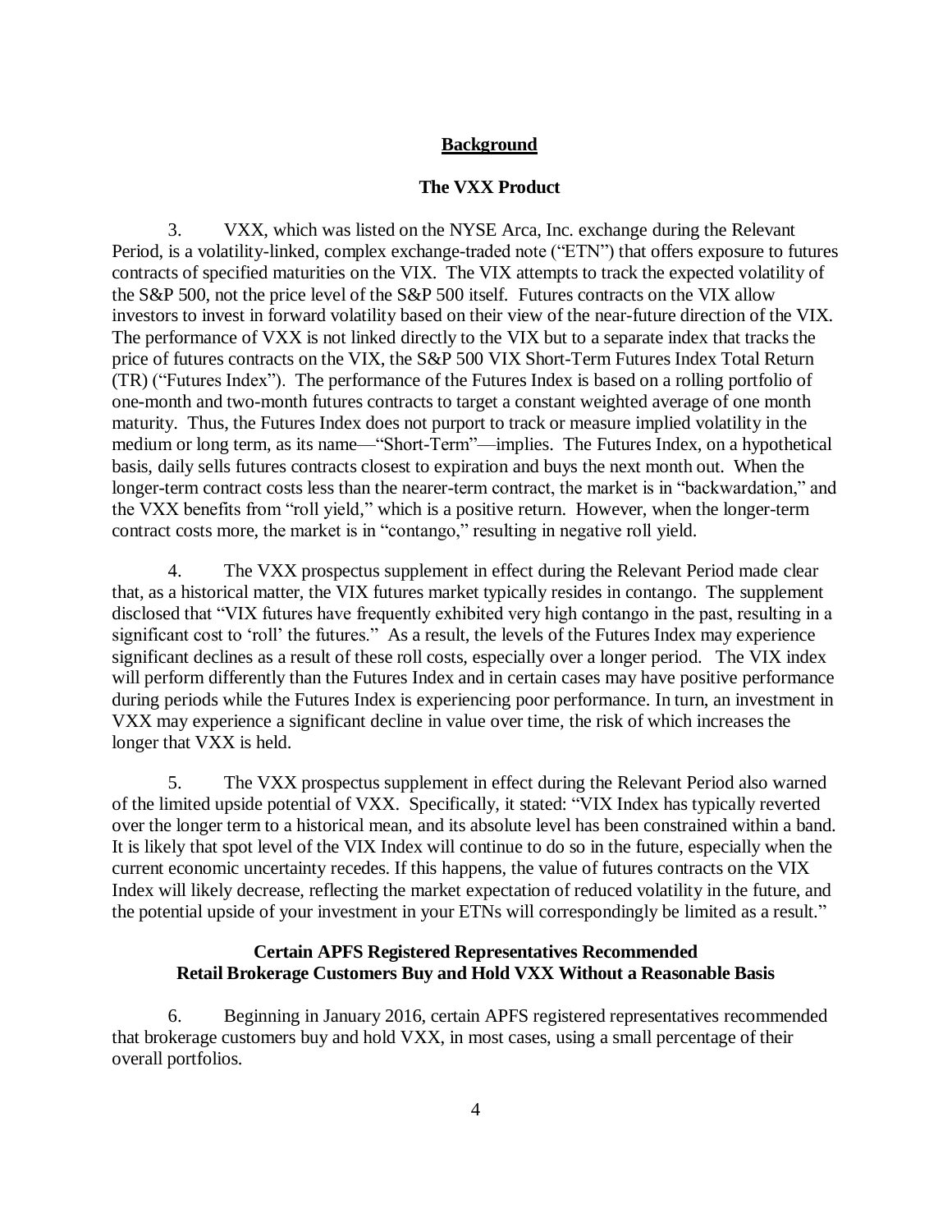## Background

### The VXX Product

3. VXX, which was listed on the NYSE Arca, Inc. exchange during the Relevant Period, is a volatility-linked, complex exchange-traded note ("ETN") that offers exposure to futures contracts of specified maturities on the VIX. The VIX attempts to track the expected volatility of the S&P 500, not the price level of the S&P 500 itself. Futures contracts on the VIX allow investors to invest in forward volatility based on their view of the near-future direction of the VIX. The performance of VXX is not linked directly to the VIX but to a separate index that tracks the price of futures contracts on the VIX, the S&P 500 VIX Short-Term Futures Index Total Return (TR) ("Futures Index"). The performance of the Futures Index is based on a rolling portfolio of one-month and two-month futures contracts to target a constant weighted average of one month maturity. Thus, the Futures Index does not purport to track or measure implied volatility in the medium or long term, as its name—"Short-Term"—implies. The Futures Index, on a hypothetical basis, daily sells futures contracts closest to expiration and buys the next month out. When the longer-term contract costs less than the nearer-term contract, the market is in "backwardation," and the VXX benefits from "roll yield," which is a positive return. However, when the longer-term contract costs more, the market is in "contango," resulting in negative roll yield.

4. The VXX prospectus supplement in effect during the Relevant Period made clear that, as a historical matter, the VIX futures market typically resides in contango. The supplement disclosed that "VIX futures have frequently exhibited very high contango in the past, resulting in a significant cost to 'roll' the futures." As a result, the levels of the Futures Index may experience significant declines as a result of these roll costs, especially over a longer period. The VIX index will perform differently than the Futures Index and in certain cases may have positive performance during periods while the Futures Index is experiencing poor performance. In turn, an investment in VXX may experience a significant decline in value over time, the risk of which increases the longer that VXX is held.

5. The VXX prospectus supplement in effect during the Relevant Period also warned of the limited upside potential of VXX. Specifically, it stated: "VIX Index has typically reverted over the longer term to a historical mean, and its absolute level has been constrained within a band. It is likely that spot level of the VIX Index will continue to do so in the future, especially when the current economic uncertainty recedes. If this happens, the value of futures contracts on the VIX Index will likely decrease, reflecting the market expectation of reduced volatility in the future, and the potential upside of your investment in your ETNs will correspondingly be limited as a result."

### Certain APFS Registered Representatives Recommended Retail Brokerage Customers Buy and Hold VXX Without a Reasonable Basis

6. Beginning in January 2016, certain APFS registered representatives recommended that brokerage customers buy and hold VXX, in most cases, using a small percentage of their overall portfolios.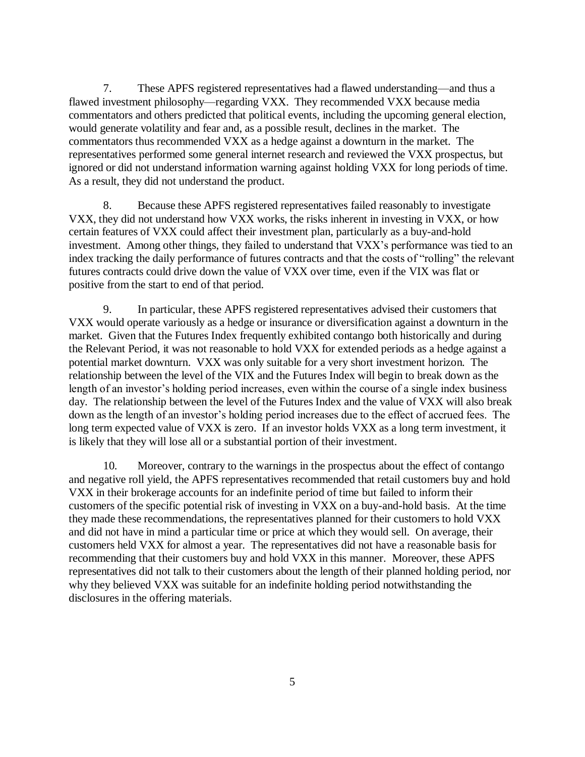7. These APFS registered representatives had a flawed understanding—and thus a flawed investment philosophy—regarding VXX. They recommended VXX because media commentators and others predicted that political events, including the upcoming general election, would generate volatility and fear and, as a possible result, declines in the market. The commentators thus recommended VXX as a hedge against a downturn in the market. The representatives performed some general internet research and reviewed the VXX prospectus, but ignored or did not understand information warning against holding VXX for long periods of time. As a result, they did not understand the product.

8. Because these APFS registered representatives failed reasonably to investigate VXX, they did not understand how VXX works, the risks inherent in investing in VXX, or how certain features of VXX could affect their investment plan, particularly as a buy-and-hold investment. Among other things, they failed to understand that VXX's performance was tied to an index tracking the daily performance of futures contracts and that the costs of "rolling" the relevant futures contracts could drive down the value of VXX over time, even if the VIX was flat or positive from the start to end of that period.

9. In particular, these APFS registered representatives advised their customers that VXX would operate variously as a hedge or insurance or diversification against a downturn in the market. Given that the Futures Index frequently exhibited contango both historically and during the Relevant Period, it was not reasonable to hold VXX for extended periods as a hedge against a potential market downturn. VXX was only suitable for a very short investment horizon. The relationship between the level of the VIX and the Futures Index will begin to break down as the length of an investor's holding period increases, even within the course of a single index business day. The relationship between the level of the Futures Index and the value of VXX will also break down as the length of an investor's holding period increases due to the effect of accrued fees. The long term expected value of VXX is zero. If an investor holds VXX as a long term investment, it is likely that they will lose all or a substantial portion of their investment.

10. Moreover, contrary to the warnings in the prospectus about the effect of contango and negative roll yield, the APFS representatives recommended that retail customers buy and hold VXX in their brokerage accounts for an indefinite period of time but failed to inform their customers of the specific potential risk of investing in VXX on a buy-and-hold basis. At the time they made these recommendations, the representatives planned for their customers to hold VXX and did not have in mind a particular time or price at which they would sell. On average, their customers held VXX for almost a year. The representatives did not have a reasonable basis for recommending that their customers buy and hold VXX in this manner. Moreover, these APFS representatives did not talk to their customers about the length of their planned holding period, nor why they believed VXX was suitable for an indefinite holding period notwithstanding the disclosures in the offering materials.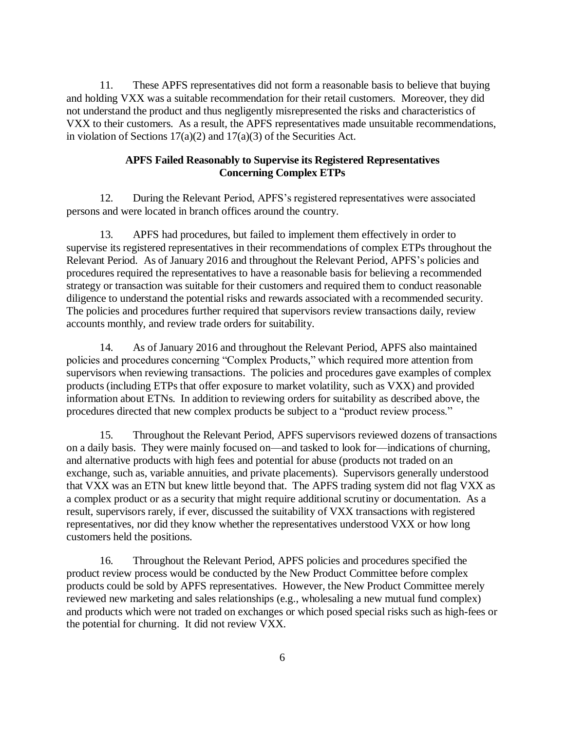11. These APFS representatives did not form a reasonable basis to believe that buying and holding VXX was a suitable recommendation for their retail customers. Moreover, they did not understand the product and thus negligently misrepresented the risks and characteristics of VXX to their customers. As a result, the APFS representatives made unsuitable recommendations, in violation of Sections 17(a)(2) and 17(a)(3) of the Securities Act.

**APFS Failed Reasonably to Supervise its Registered Representatives Concerning Complex ETPs**

12. During the Relevant Period, APFS's registered representatives were associated persons and were located in branch offices around the country.

13. APFS had procedures, but failed to implement them effectively in order to supervise its registered representatives in their recommendations of complex ETPs throughout the Relevant Period. As of January 2016 and throughout the Relevant Period, APFS's policies and procedures required the representatives to have a reasonable basis for believing a recommended strategy or transaction was suitable for their customers and required them to conduct reasonable diligence to understand the potential risks and rewards associated with a recommended security. The policies and procedures further required that supervisors review transactions daily, review accounts monthly, and review trade orders for suitability.

14. As of January 2016 and throughout the Relevant Period, APFS also maintained policies and procedures concerning "Complex Products," which required more attention from supervisors when reviewing transactions. The policies and procedures gave examples of complex products (including ETPs that offer exposure to market volatility, such as VXX) and provided information about ETNs. In addition to reviewing orders for suitability as described above, the procedures directed that new complex products be subject to a "product review process."

15. Throughout the Relevant Period, APFS supervisors reviewed dozens of transactions on a daily basis. They were mainly focused on—and tasked to look for—indications of churning, and alternative products with high fees and potential for abuse (products not traded on an exchange, such as, variable annuities, and private placements). Supervisors generally understood that VXX was an ETN but knew little beyond that. The APFS trading system did not flag VXX as a complex product or as a security that might require additional scrutiny or documentation. As a result, supervisors rarely, if ever, discussed the suitability of VXX transactions with registered representatives, nor did they know whether the representatives understood VXX or how long customers held the positions.

16. Throughout the Relevant Period, APFS policies and procedures specified the product review process would be conducted by the New Product Committee before complex products could be sold by APFS representatives. However, the New Product Committee merely reviewed new marketing and sales relationships (e.g., wholesaling a new mutual fund complex) and products which were not traded on exchanges or which posed special risks such as high-fees or the potential for churning. It did not review VXX.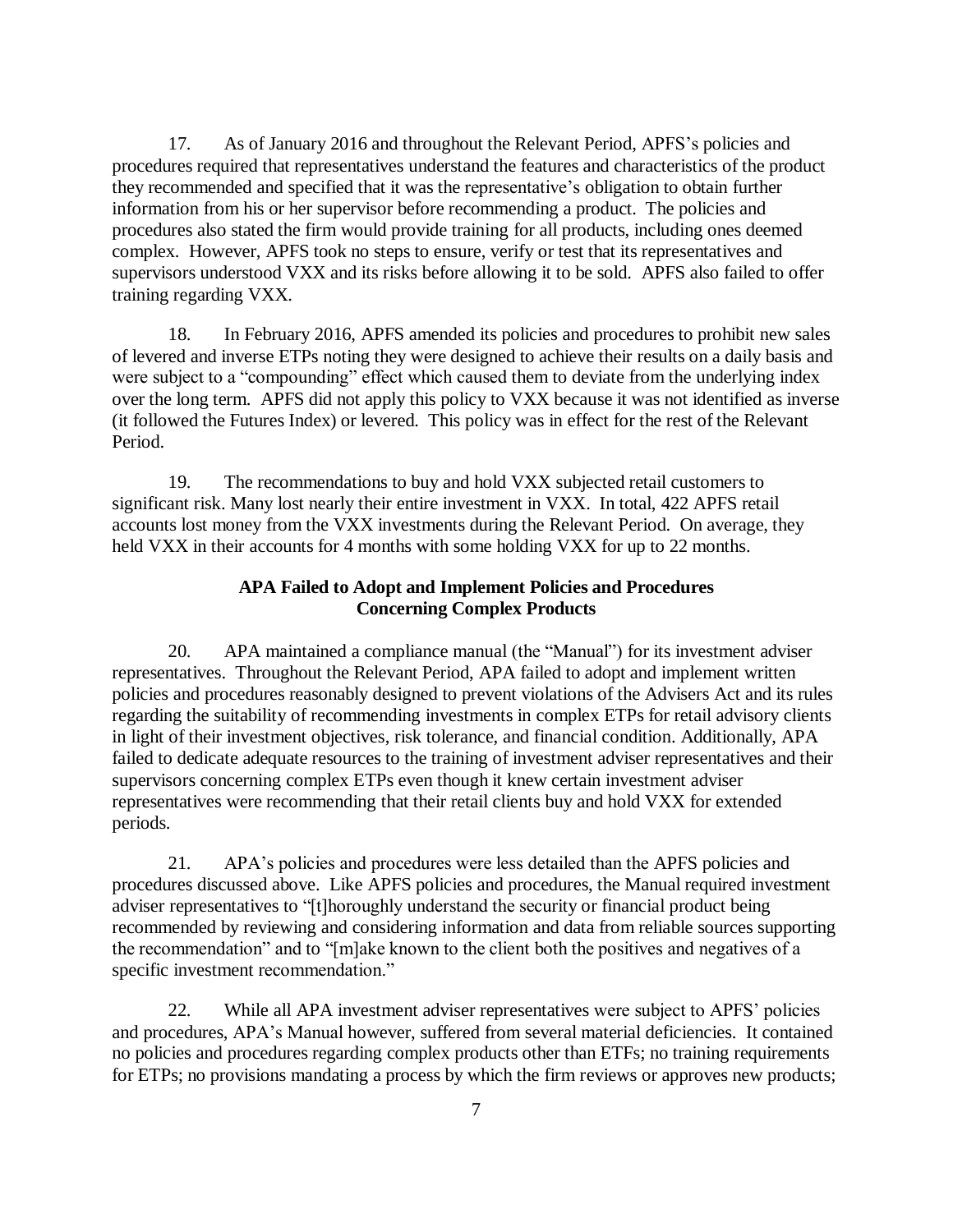17. As of January 2016 and throughout the Relevant Period, APFS's policies and procedures required that representatives understand the features and characteristics of the product they recommended and specified that it was the representative's obligation to obtain further information from his or her supervisor before recommending a product. The policies and procedures also stated the firm would provide training for all products, including ones deemed complex. However, APFS took no steps to ensure, verify or test that its representatives and supervisors understood VXX and its risks before allowing it to be sold. APFS also failed to offer training regarding VXX.

18. In February 2016, APFS amended its policies and procedures to prohibit new sales of levered and inverse ETPs noting they were designed to achieve their results on a daily basis and were subject to a "compounding" effect which caused them to deviate from the underlying index over the long term. APFS did not apply this policy to VXX because it was not identified as inverse (it followed the Futures Index) or levered. This policy was in effect for the rest of the Relevant Period.

19. The recommendations to buy and hold VXX subjected retail customers to significant risk. Many lost nearly their entire investment in VXX. In total, 422 APFS retail accounts lost money from the VXX investments during the Relevant Period. On average, they held VXX in their accounts for 4 months with some holding VXX for up to 22 months.

**APA Failed to Adopt and Implement Policies and Procedures Concerning Complex Products**

20. APA maintained a compliance manual (the "Manual") for its investment adviser representatives. Throughout the Relevant Period, APA failed to adopt and implement written policies and procedures reasonably designed to prevent violations of the Advisers Act and its rules regarding the suitability of recommending investments in complex ETPs for retail advisory clients in light of their investment objectives, risk tolerance, and financial condition. Additionally, APA failed to dedicate adequate resources to the training of investment adviser representatives and their supervisors concerning complex ETPs even though it knew certain investment adviser representatives were recommending that their retail clients buy and hold VXX for extended periods.

21. APA's policies and procedures were less detailed than the APFS policies and procedures discussed above. Like APFS policies and procedures, the Manual required investment adviser representatives to "[t]horoughly understand the security or financial product being recommended by reviewing and considering information and data from reliable sources supporting the recommendation" and to "[m]ake known to the client both the positives and negatives of a specific investment recommendation."

22. While all APA investment adviser representatives were subject to APFS' policies and procedures, APA's Manual however, suffered from several material deficiencies. It contained no policies and procedures regarding complex products other than ETFs; no training requirements for ETPs; no provisions mandating a process by which the firm reviews or approves new products;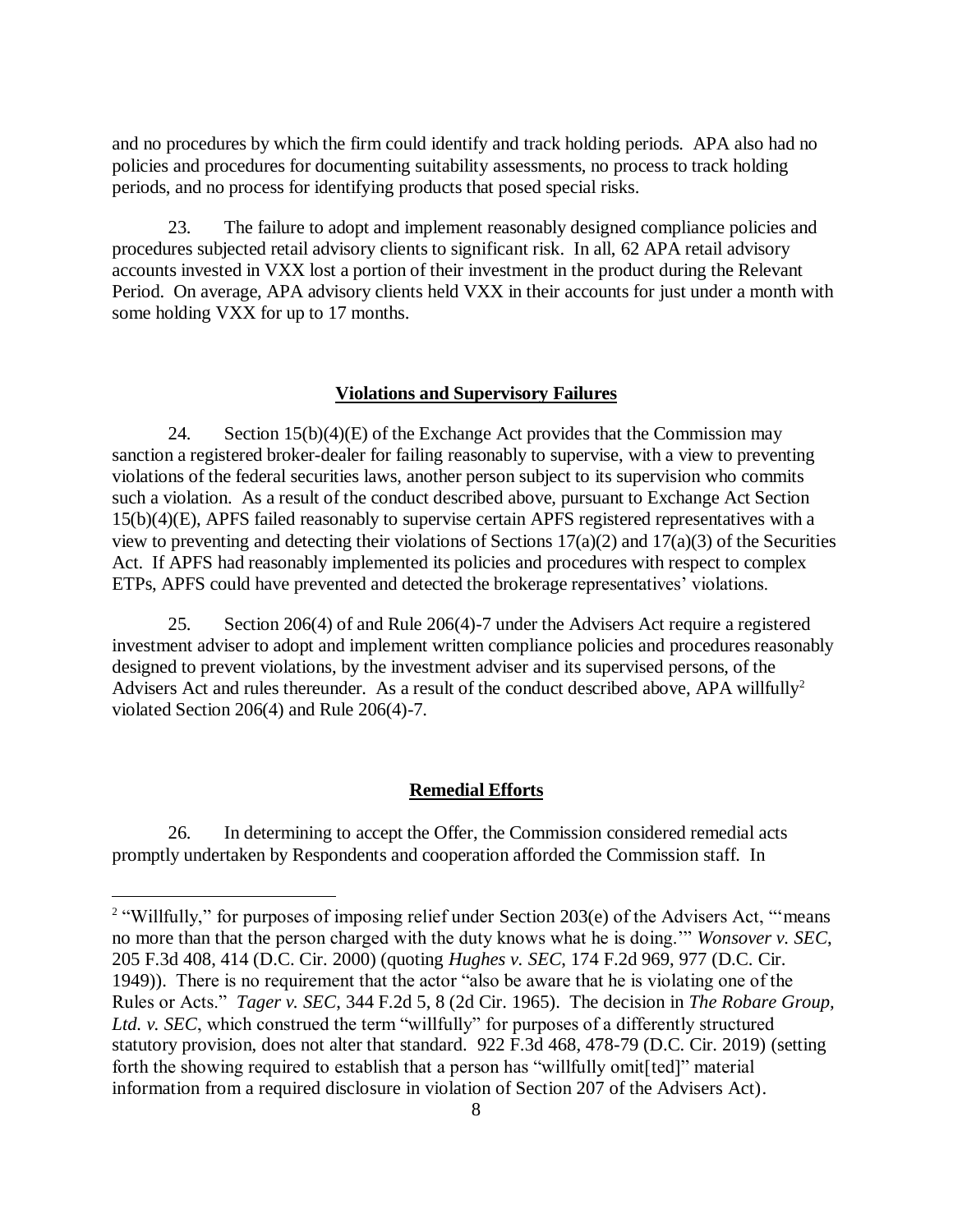and no procedures by which the firm could identify and track holding periods. APA also had no policies and procedures for documenting suitability assessments, no process to track holding periods, and no process for identifying products that posed special risks.

23. The failure to adopt and implement reasonably designed compliance policies and procedures subjected retail advisory clients to significant risk. In all, 62 APA retail advisory accounts invested in VXX lost a portion of their investment in the product during the Relevant Period. On average, APA advisory clients held VXX in their accounts for just under a month with some holding VXX for up to 17 months.

**Violations and Supervisory Failures**

24. Section 15(b)(4)(E) of the Exchange Act provides that the Commission may sanction a registered broker-dealer for failing reasonably to supervise, with a view to preventing violations of the federal securities laws, another person subject to its supervision who commits such a violation. As a result of the conduct described above, pursuant to Exchange Act Section 15(b)(4)(E), APFS failed reasonably to supervise certain APFS registered representatives with a view to preventing and detecting their violations of Sections 17(a)(2) and 17(a)(3) of the Securities Act. If APFS had reasonably implemented its policies and procedures with respect to complex ETPs, APFS could have prevented and detected the brokerage representatives' violations.

25. Section 206(4) of and Rule 206(4)-7 under the Advisers Act require a registered investment adviser to adopt and implement written compliance policies and procedures reasonably designed to prevent violations, by the investment adviser and its supervised persons, of the Advisers Act and rules thereunder. As a result of the conduct described above, APA willfully[2] violated Section 206(4) and Rule 206(4)-7.

**Remedial Efforts**

26. In determining to accept the Offer, the Commission considered remedial acts promptly undertaken by Respondents and cooperation afforded the Commission staff. In

[2] "Willfully," for purposes of imposing relief under Section 203(e) of the Advisers Act, "'means no more than that the person charged with the duty knows what he is doing.'" *Wonsover v. SEC*, 205 F.3d 408, 414 (D.C. Cir. 2000) (quoting *Hughes v. SEC*, 174 F.2d 969, 977 (D.C. Cir. 1949)). There is no requirement that the actor "also be aware that he is violating one of the Rules or Acts." *Tager v. SEC*, 344 F.2d 5, 8 (2d Cir. 1965). The decision in *The Robare Group, Ltd. v. SEC*, which construed the term "willfully" for purposes of a differently structured statutory provision, does not alter that standard. 922 F.3d 468, 478-79 (D.C. Cir. 2019) (setting forth the showing required to establish that a person has "willfully omit[ted]" material information from a required disclosure in violation of Section 207 of the Advisers Act).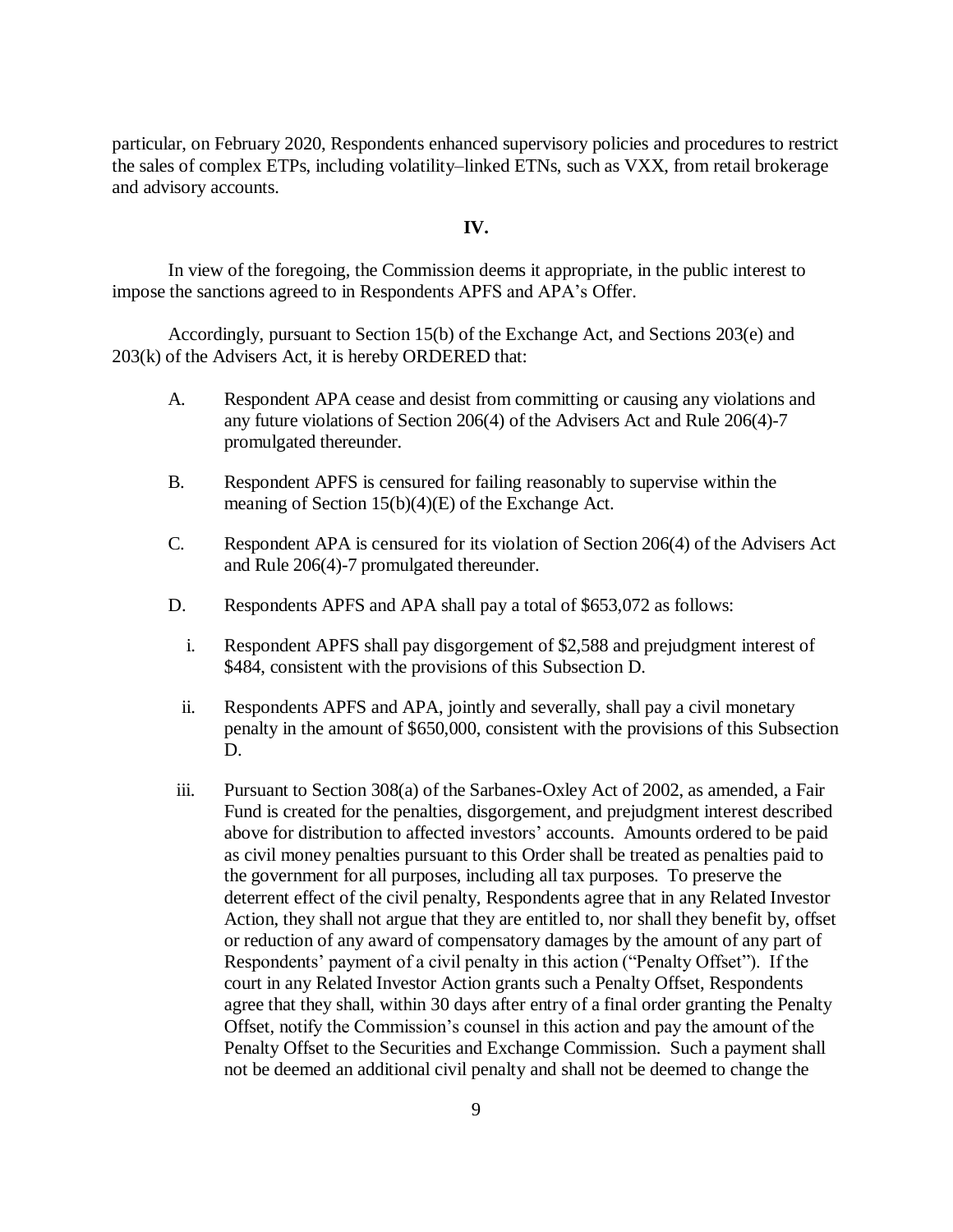particular, on February 2020, Respondents enhanced supervisory policies and procedures to restrict the sales of complex ETPs, including volatility–linked ETNs, such as VXX, from retail brokerage and advisory accounts.

## IV.

In view of the foregoing, the Commission deems it appropriate, in the public interest to impose the sanctions agreed to in Respondents APFS and APA's Offer.

Accordingly, pursuant to Section 15(b) of the Exchange Act, and Sections 203(e) and 203(k) of the Advisers Act, it is hereby ORDERED that:

A. Respondent APA cease and desist from committing or causing any violations and any future violations of Section 206(4) of the Advisers Act and Rule 206(4)-7 promulgated thereunder.

B. Respondent APFS is censured for failing reasonably to supervise within the meaning of Section 15(b)(4)(E) of the Exchange Act.

C. Respondent APA is censured for its violation of Section 206(4) of the Advisers Act and Rule 206(4)-7 promulgated thereunder.

D. Respondents APFS and APA shall pay a total of $653,072 as follows:

i. Respondent APFS shall pay disgorgement of $2,588 and prejudgment interest of $484, consistent with the provisions of this Subsection D.

ii. Respondents APFS and APA, jointly and severally, shall pay a civil monetary penalty in the amount of $650,000, consistent with the provisions of this Subsection D.

iii. Pursuant to Section 308(a) of the Sarbanes-Oxley Act of 2002, as amended, a Fair Fund is created for the penalties, disgorgement, and prejudgment interest described above for distribution to affected investors' accounts. Amounts ordered to be paid as civil money penalties pursuant to this Order shall be treated as penalties paid to the government for all purposes, including all tax purposes. To preserve the deterrent effect of the civil penalty, Respondents agree that in any Related Investor Action, they shall not argue that they are entitled to, nor shall they benefit by, offset or reduction of any award of compensatory damages by the amount of any part of Respondents' payment of a civil penalty in this action ("Penalty Offset"). If the court in any Related Investor Action grants such a Penalty Offset, Respondents agree that they shall, within 30 days after entry of a final order granting the Penalty Offset, notify the Commission's counsel in this action and pay the amount of the Penalty Offset to the Securities and Exchange Commission. Such a payment shall not be deemed an additional civil penalty and shall not be deemed to change the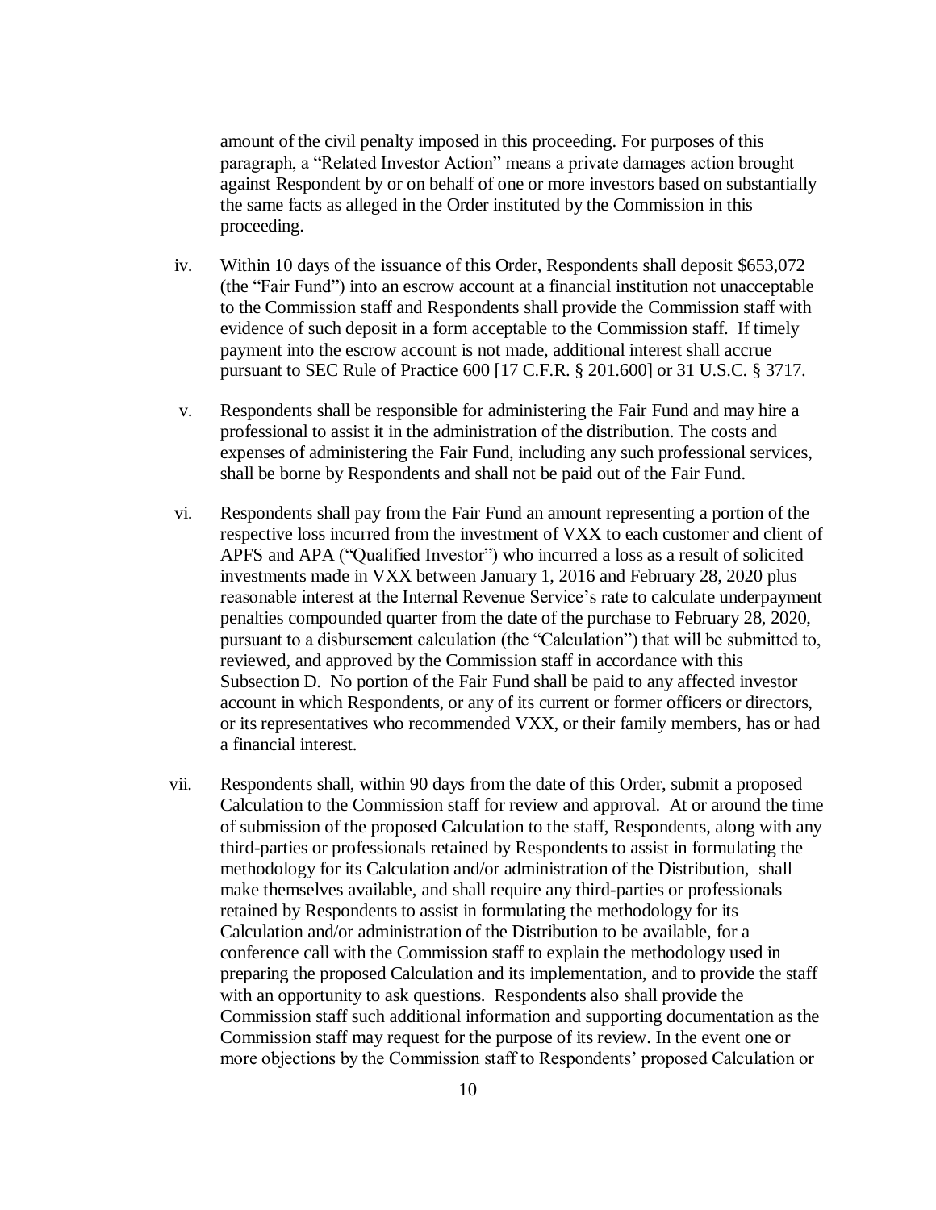amount of the civil penalty imposed in this proceeding. For purposes of this paragraph, a "Related Investor Action" means a private damages action brought against Respondent by or on behalf of one or more investors based on substantially the same facts as alleged in the Order instituted by the Commission in this proceeding.

iv. Within 10 days of the issuance of this Order, Respondents shall deposit $653,072 (the "Fair Fund") into an escrow account at a financial institution not unacceptable to the Commission staff and Respondents shall provide the Commission staff with evidence of such deposit in a form acceptable to the Commission staff. If timely payment into the escrow account is not made, additional interest shall accrue pursuant to SEC Rule of Practice 600 [17 C.F.R. § 201.600] or 31 U.S.C. § 3717.

v. Respondents shall be responsible for administering the Fair Fund and may hire a professional to assist it in the administration of the distribution. The costs and expenses of administering the Fair Fund, including any such professional services, shall be borne by Respondents and shall not be paid out of the Fair Fund.

vi. Respondents shall pay from the Fair Fund an amount representing a portion of the respective loss incurred from the investment of VXX to each customer and client of APFS and APA ("Qualified Investor") who incurred a loss as a result of solicited investments made in VXX between January 1, 2016 and February 28, 2020 plus reasonable interest at the Internal Revenue Service's rate to calculate underpayment penalties compounded quarter from the date of the purchase to February 28, 2020, pursuant to a disbursement calculation (the "Calculation") that will be submitted to, reviewed, and approved by the Commission staff in accordance with this Subsection D. No portion of the Fair Fund shall be paid to any affected investor account in which Respondents, or any of its current or former officers or directors, or its representatives who recommended VXX, or their family members, has or had a financial interest.

vii. Respondents shall, within 90 days from the date of this Order, submit a proposed Calculation to the Commission staff for review and approval. At or around the time of submission of the proposed Calculation to the staff, Respondents, along with any third-parties or professionals retained by Respondents to assist in formulating the methodology for its Calculation and/or administration of the Distribution, shall make themselves available, and shall require any third-parties or professionals retained by Respondents to assist in formulating the methodology for its Calculation and/or administration of the Distribution to be available, for a conference call with the Commission staff to explain the methodology used in preparing the proposed Calculation and its implementation, and to provide the staff with an opportunity to ask questions. Respondents also shall provide the Commission staff such additional information and supporting documentation as the Commission staff may request for the purpose of its review. In the event one or more objections by the Commission staff to Respondents' proposed Calculation or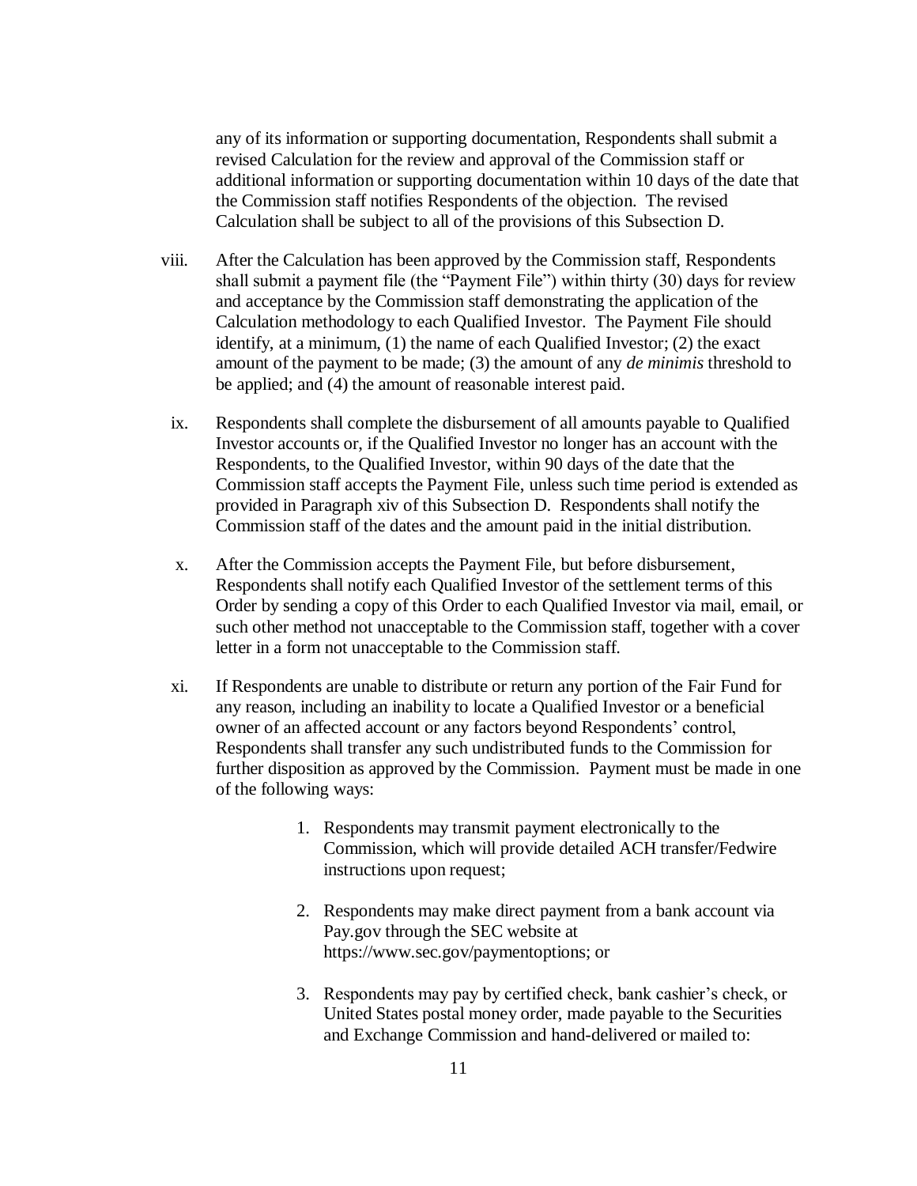any of its information or supporting documentation, Respondents shall submit a revised Calculation for the review and approval of the Commission staff or additional information or supporting documentation within 10 days of the date that the Commission staff notifies Respondents of the objection. The revised Calculation shall be subject to all of the provisions of this Subsection D.

viii. After the Calculation has been approved by the Commission staff, Respondents shall submit a payment file (the "Payment File") within thirty (30) days for review and acceptance by the Commission staff demonstrating the application of the Calculation methodology to each Qualified Investor. The Payment File should identify, at a minimum, (1) the name of each Qualified Investor; (2) the exact amount of the payment to be made; (3) the amount of any *de minimis* threshold to be applied; and (4) the amount of reasonable interest paid.

ix. Respondents shall complete the disbursement of all amounts payable to Qualified Investor accounts or, if the Qualified Investor no longer has an account with the Respondents, to the Qualified Investor, within 90 days of the date that the Commission staff accepts the Payment File, unless such time period is extended as provided in Paragraph xiv of this Subsection D. Respondents shall notify the Commission staff of the dates and the amount paid in the initial distribution.

x. After the Commission accepts the Payment File, but before disbursement, Respondents shall notify each Qualified Investor of the settlement terms of this Order by sending a copy of this Order to each Qualified Investor via mail, email, or such other method not unacceptable to the Commission staff, together with a cover letter in a form not unacceptable to the Commission staff.

xi. If Respondents are unable to distribute or return any portion of the Fair Fund for any reason, including an inability to locate a Qualified Investor or a beneficial owner of an affected account or any factors beyond Respondents' control, Respondents shall transfer any such undistributed funds to the Commission for further disposition as approved by the Commission. Payment must be made in one of the following ways:

1. Respondents may transmit payment electronically to the Commission, which will provide detailed ACH transfer/Fedwire instructions upon request;

2. Respondents may make direct payment from a bank account via Pay.gov through the SEC website at https://www.sec.gov/paymentoptions; or

3. Respondents may pay by certified check, bank cashier's check, or United States postal money order, made payable to the Securities and Exchange Commission and hand-delivered or mailed to: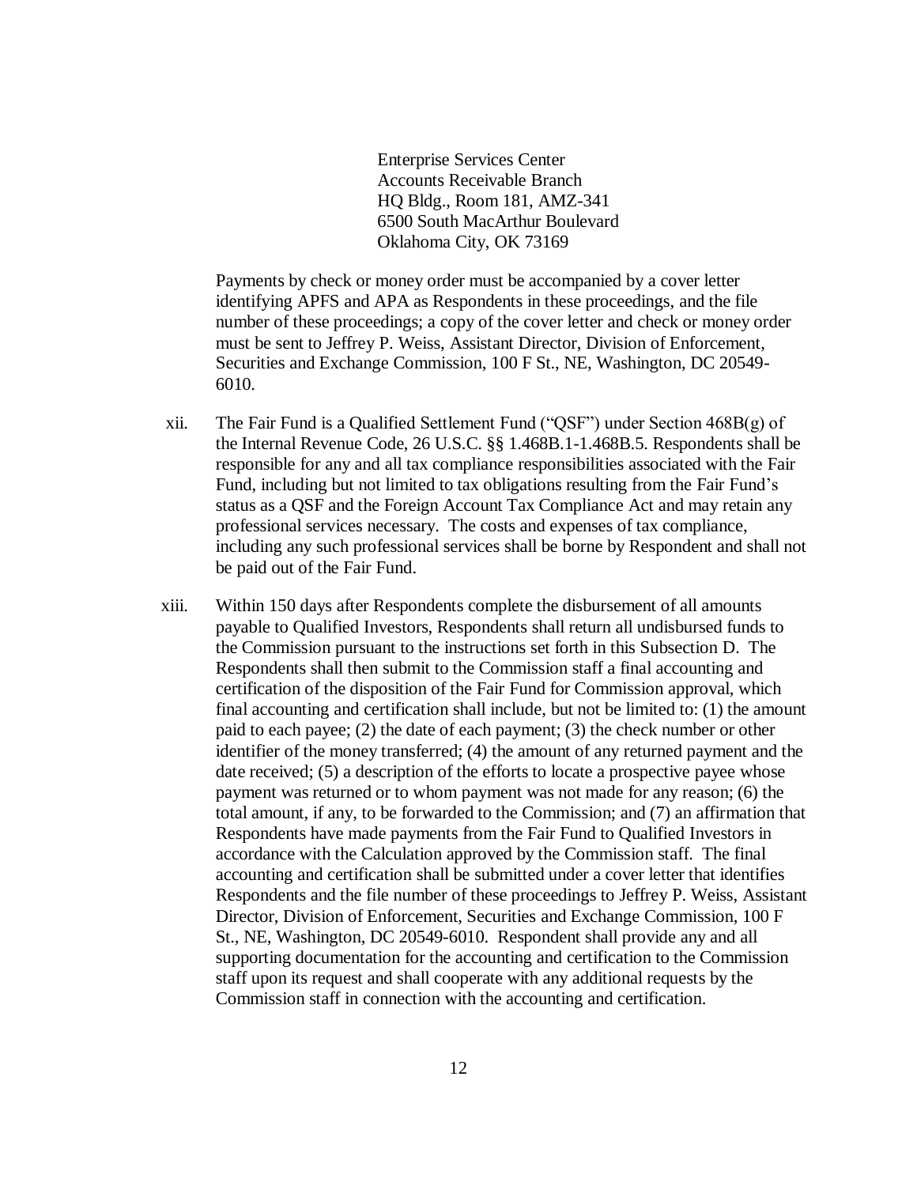Enterprise Services Center
Accounts Receivable Branch
HQ Bldg., Room 181, AMZ-341
6500 South MacArthur Boulevard
Oklahoma City, OK 73169

Payments by check or money order must be accompanied by a cover letter identifying APFS and APA as Respondents in these proceedings, and the file number of these proceedings; a copy of the cover letter and check or money order must be sent to Jeffrey P. Weiss, Assistant Director, Division of Enforcement, Securities and Exchange Commission, 100 F St., NE, Washington, DC 20549-6010.

xii. The Fair Fund is a Qualified Settlement Fund ("QSF") under Section 468B(g) of the Internal Revenue Code, 26 U.S.C. §§ 1.468B.1-1.468B.5. Respondents shall be responsible for any and all tax compliance responsibilities associated with the Fair Fund, including but not limited to tax obligations resulting from the Fair Fund's status as a QSF and the Foreign Account Tax Compliance Act and may retain any professional services necessary. The costs and expenses of tax compliance, including any such professional services shall be borne by Respondent and shall not be paid out of the Fair Fund.

xiii. Within 150 days after Respondents complete the disbursement of all amounts payable to Qualified Investors, Respondents shall return all undisbursed funds to the Commission pursuant to the instructions set forth in this Subsection D. The Respondents shall then submit to the Commission staff a final accounting and certification of the disposition of the Fair Fund for Commission approval, which final accounting and certification shall include, but not be limited to: (1) the amount paid to each payee; (2) the date of each payment; (3) the check number or other identifier of the money transferred; (4) the amount of any returned payment and the date received; (5) a description of the efforts to locate a prospective payee whose payment was returned or to whom payment was not made for any reason; (6) the total amount, if any, to be forwarded to the Commission; and (7) an affirmation that Respondents have made payments from the Fair Fund to Qualified Investors in accordance with the Calculation approved by the Commission staff. The final accounting and certification shall be submitted under a cover letter that identifies Respondents and the file number of these proceedings to Jeffrey P. Weiss, Assistant Director, Division of Enforcement, Securities and Exchange Commission, 100 F St., NE, Washington, DC 20549-6010. Respondent shall provide any and all supporting documentation for the accounting and certification to the Commission staff upon its request and shall cooperate with any additional requests by the Commission staff in connection with the accounting and certification.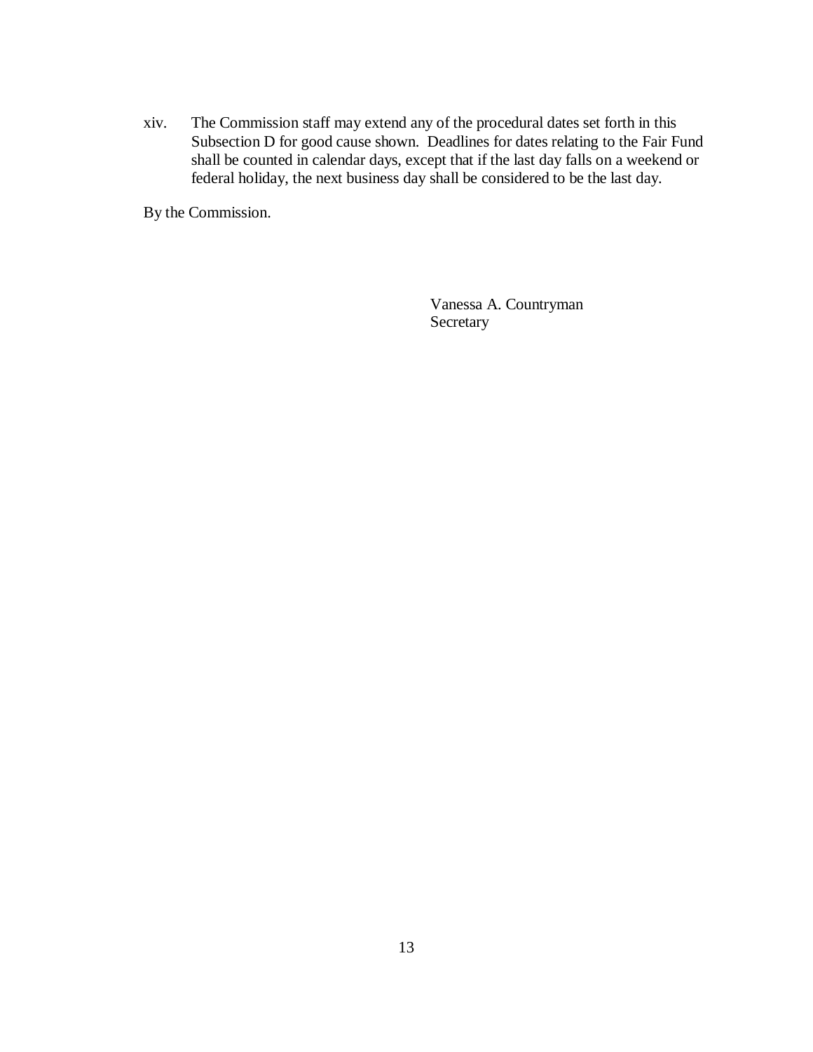xiv. The Commission staff may extend any of the procedural dates set forth in this Subsection D for good cause shown. Deadlines for dates relating to the Fair Fund shall be counted in calendar days, except that if the last day falls on a weekend or federal holiday, the next business day shall be considered to be the last day.

By the Commission.

Vanessa A. Countryman
Secretary